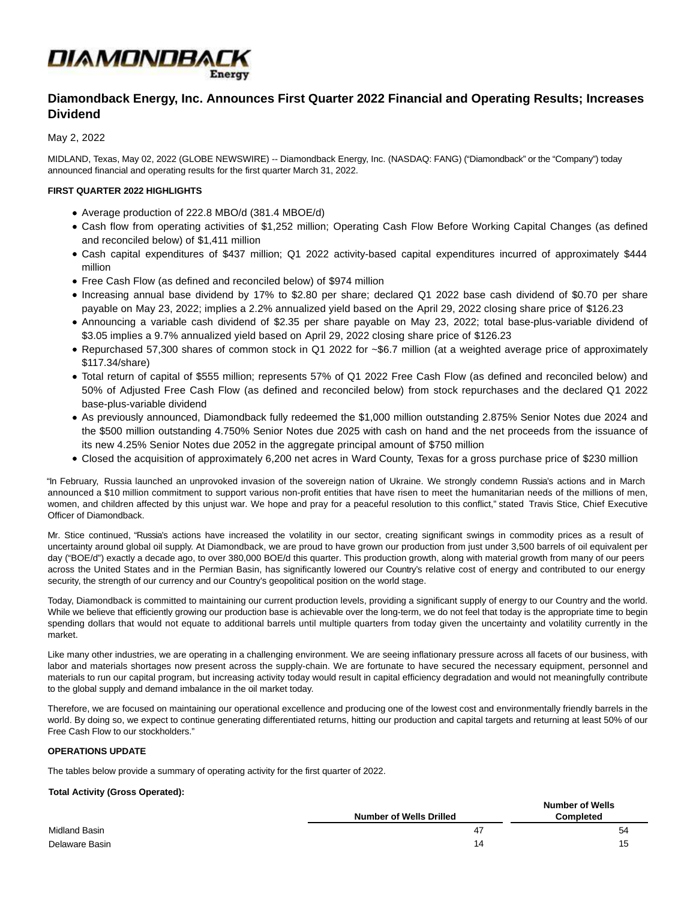# Diamondback Energy, Inc. Announces First Quarter 2022 Financial and Operating Results; Increases Dividend

May 2, 2022

MIDLAND, Texas, May 02, 2022 (GLOBE NEWSWIRE) -- Diamondback Energy, Inc. (NASDAQ: FANG) ("Diamondback" or the "Company") today announced financial and operating results for the first quarter March 31, 2022.

**FIRST QUARTER 2022 HIGHLIGHTS**

- Average production of 222.8 MBO/d (381.4 MBOE/d)
- Cash flow from operating activities of $1,252 million; Operating Cash Flow Before Working Capital Changes (as defined and reconciled below) of $1,411 million
- Cash capital expenditures of $437 million; Q1 2022 activity-based capital expenditures incurred of approximately $444 million
- Free Cash Flow (as defined and reconciled below) of $974 million
- Increasing annual base dividend by 17% to $2.80 per share; declared Q1 2022 base cash dividend of $0.70 per share payable on May 23, 2022; implies a 2.2% annualized yield based on the April 29, 2022 closing share price of $126.23
- Announcing a variable cash dividend of $2.35 per share payable on May 23, 2022; total base-plus-variable dividend of $3.05 implies a 9.7% annualized yield based on April 29, 2022 closing share price of $126.23
- Repurchased 57,300 shares of common stock in Q1 2022 for ~$6.7 million (at a weighted average price of approximately $117.34/share)
- Total return of capital of $555 million; represents 57% of Q1 2022 Free Cash Flow (as defined and reconciled below) and 50% of Adjusted Free Cash Flow (as defined and reconciled below) from stock repurchases and the declared Q1 2022 base-plus-variable dividend
- As previously announced, Diamondback fully redeemed the $1,000 million outstanding 2.875% Senior Notes due 2024 and the $500 million outstanding 4.750% Senior Notes due 2025 with cash on hand and the net proceeds from the issuance of its new 4.25% Senior Notes due 2052 in the aggregate principal amount of $750 million
- Closed the acquisition of approximately 6,200 net acres in Ward County, Texas for a gross purchase price of $230 million

"In February, Russia launched an unprovoked invasion of the sovereign nation of Ukraine. We strongly condemn Russia's actions and in March announced a $10 million commitment to support various non-profit entities that have risen to meet the humanitarian needs of the millions of men, women, and children affected by this unjust war. We hope and pray for a peaceful resolution to this conflict," stated Travis Stice, Chief Executive Officer of Diamondback.

Mr. Stice continued, "Russia's actions have increased the volatility in our sector, creating significant swings in commodity prices as a result of uncertainty around global oil supply. At Diamondback, we are proud to have grown our production from just under 3,500 barrels of oil equivalent per day ("BOE/d") exactly a decade ago, to over 380,000 BOE/d this quarter. This production growth, along with material growth from many of our peers across the United States and in the Permian Basin, has significantly lowered our Country's relative cost of energy and contributed to our energy security, the strength of our currency and our Country's geopolitical position on the world stage.

Today, Diamondback is committed to maintaining our current production levels, providing a significant supply of energy to our Country and the world. While we believe that efficiently growing our production base is achievable over the long-term, we do not feel that today is the appropriate time to begin spending dollars that would not equate to additional barrels until multiple quarters from today given the uncertainty and volatility currently in the market.

Like many other industries, we are operating in a challenging environment. We are seeing inflationary pressure across all facets of our business, with labor and materials shortages now present across the supply-chain. We are fortunate to have secured the necessary equipment, personnel and materials to run our capital program, but increasing activity today would result in capital efficiency degradation and would not meaningfully contribute to the global supply and demand imbalance in the oil market today.

Therefore, we are focused on maintaining our operational excellence and producing one of the lowest cost and environmentally friendly barrels in the world. By doing so, we expect to continue generating differentiated returns, hitting our production and capital targets and returning at least 50% of our Free Cash Flow to our stockholders."

**OPERATIONS UPDATE**

The tables below provide a summary of operating activity for the first quarter of 2022.

**Total Activity (Gross Operated):**

| | Number of Wells Drilled | Number of Wells Completed |
|---|---|---|
| Midland Basin | 47 | 54 |
| Delaware Basin | 14 | 15 |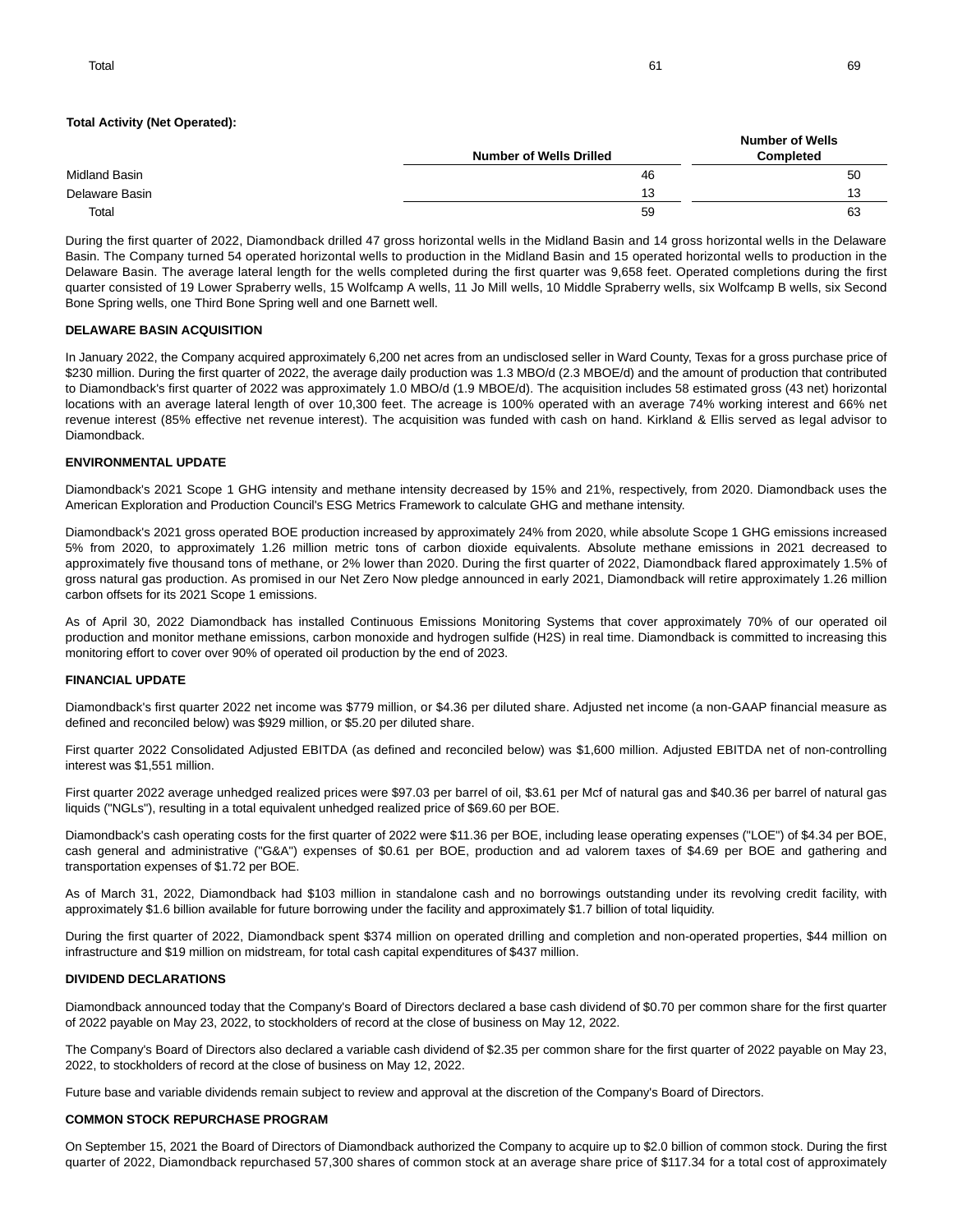| Total | 61 | 69 |
|---|---|---|

**Total Activity (Net Operated):**

| | Number of Wells Drilled | Number of Wells Completed |
|---|---|---|
| Midland Basin | 46 | 50 |
| Delaware Basin | 13 | 13 |
| Total | 59 | 63 |

During the first quarter of 2022, Diamondback drilled 47 gross horizontal wells in the Midland Basin and 14 gross horizontal wells in the Delaware Basin. The Company turned 54 operated horizontal wells to production in the Midland Basin and 15 operated horizontal wells to production in the Delaware Basin. The average lateral length for the wells completed during the first quarter was 9,658 feet. Operated completions during the first quarter consisted of 19 Lower Spraberry wells, 15 Wolfcamp A wells, 11 Jo Mill wells, 10 Middle Spraberry wells, six Wolfcamp B wells, six Second Bone Spring wells, one Third Bone Spring well and one Barnett well.

**DELAWARE BASIN ACQUISITION**

In January 2022, the Company acquired approximately 6,200 net acres from an undisclosed seller in Ward County, Texas for a gross purchase price of $230 million. During the first quarter of 2022, the average daily production was 1.3 MBO/d (2.3 MBOE/d) and the amount of production that contributed to Diamondback's first quarter of 2022 was approximately 1.0 MBO/d (1.9 MBOE/d). The acquisition includes 58 estimated gross (43 net) horizontal locations with an average lateral length of over 10,300 feet. The acreage is 100% operated with an average 74% working interest and 66% net revenue interest (85% effective net revenue interest). The acquisition was funded with cash on hand. Kirkland & Ellis served as legal advisor to Diamondback.

**ENVIRONMENTAL UPDATE**

Diamondback's 2021 Scope 1 GHG intensity and methane intensity decreased by 15% and 21%, respectively, from 2020. Diamondback uses the American Exploration and Production Council's ESG Metrics Framework to calculate GHG and methane intensity.

Diamondback's 2021 gross operated BOE production increased by approximately 24% from 2020, while absolute Scope 1 GHG emissions increased 5% from 2020, to approximately 1.26 million metric tons of carbon dioxide equivalents. Absolute methane emissions in 2021 decreased to approximately five thousand tons of methane, or 2% lower than 2020. During the first quarter of 2022, Diamondback flared approximately 1.5% of gross natural gas production. As promised in our Net Zero Now pledge announced in early 2021, Diamondback will retire approximately 1.26 million carbon offsets for its 2021 Scope 1 emissions.

As of April 30, 2022 Diamondback has installed Continuous Emissions Monitoring Systems that cover approximately 70% of our operated oil production and monitor methane emissions, carbon monoxide and hydrogen sulfide ($H_2S$) in real time. Diamondback is committed to increasing this monitoring effort to cover over 90% of operated oil production by the end of 2023.

**FINANCIAL UPDATE**

Diamondback's first quarter 2022 net income was $779 million, or $4.36 per diluted share. Adjusted net income (a non-GAAP financial measure as defined and reconciled below) was $929 million, or $5.20 per diluted share.

First quarter 2022 Consolidated Adjusted EBITDA (as defined and reconciled below) was $1,600 million. Adjusted EBITDA net of non-controlling interest was $1,551 million.

First quarter 2022 average unhedged realized prices were $97.03 per barrel of oil, $3.61 per Mcf of natural gas and $40.36 per barrel of natural gas liquids ("NGLs"), resulting in a total equivalent unhedged realized price of $69.60 per BOE.

Diamondback's cash operating costs for the first quarter of 2022 were $11.36 per BOE, including lease operating expenses ("LOE") of $4.34 per BOE, cash general and administrative ("G&A") expenses of $0.61 per BOE, production and ad valorem taxes of $4.69 per BOE and gathering and transportation expenses of $1.72 per BOE.

As of March 31, 2022, Diamondback had $103 million in standalone cash and no borrowings outstanding under its revolving credit facility, with approximately $1.6 billion available for future borrowing under the facility and approximately $1.7 billion of total liquidity.

During the first quarter of 2022, Diamondback spent $374 million on operated drilling and completion and non-operated properties, $44 million on infrastructure and $19 million on midstream, for total cash capital expenditures of $437 million.

**DIVIDEND DECLARATIONS**

Diamondback announced today that the Company's Board of Directors declared a base cash dividend of $0.70 per common share for the first quarter of 2022 payable on May 23, 2022, to stockholders of record at the close of business on May 12, 2022.

The Company's Board of Directors also declared a variable cash dividend of $2.35 per common share for the first quarter of 2022 payable on May 23, 2022, to stockholders of record at the close of business on May 12, 2022.

Future base and variable dividends remain subject to review and approval at the discretion of the Company's Board of Directors.

**COMMON STOCK REPURCHASE PROGRAM**

On September 15, 2021 the Board of Directors of Diamondback authorized the Company to acquire up to $2.0 billion of common stock. During the first quarter of 2022, Diamondback repurchased 57,300 shares of common stock at an average share price of $117.34 for a total cost of approximately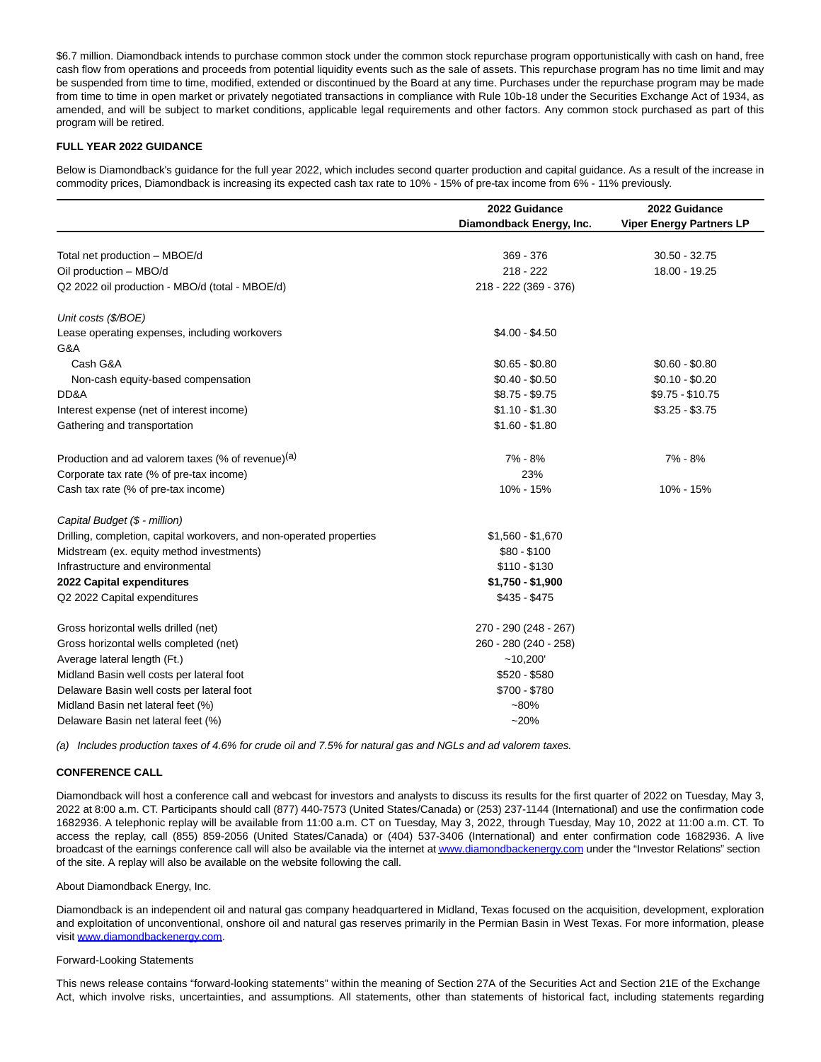$6.7 million. Diamondback intends to purchase common stock under the common stock repurchase program opportunistically with cash on hand, free cash flow from operations and proceeds from potential liquidity events such as the sale of assets. This repurchase program has no time limit and may be suspended from time to time, modified, extended or discontinued by the Board at any time. Purchases under the repurchase program may be made from time to time in open market or privately negotiated transactions in compliance with Rule 10b-18 under the Securities Exchange Act of 1934, as amended, and will be subject to market conditions, applicable legal requirements and other factors. Any common stock purchased as part of this program will be retired.

**FULL YEAR 2022 GUIDANCE**

Below is Diamondback's guidance for the full year 2022, which includes second quarter production and capital guidance. As a result of the increase in commodity prices, Diamondback is increasing its expected cash tax rate to 10% - 15% of pre-tax income from 6% - 11% previously.

| | **2022 Guidance Diamondback Energy, Inc.** | **2022 Guidance Viper Energy Partners LP** |
|---|---|---|
| Total net production – MBOE/d | 369 - 376 | 30.50 - 32.75 |
| Oil production – MBO/d | 218 - 222 | 18.00 - 19.25 |
| Q2 2022 oil production - MBO/d (total - MBOE/d) | 218 - 222 (369 - 376) | |
| *Unit costs ($/BOE)* | | |
| Lease operating expenses, including workovers | $4.00 - $4.50 | |
| G&A | | |
| Cash G&A | $0.65 - $0.80 | $0.60 - $0.80 |
| Non-cash equity-based compensation | $0.40 - $0.50 | $0.10 - $0.20 |
| DD&A | $8.75 - $9.75 | $9.75 - $10.75 |
| Interest expense (net of interest income) | $1.10 - $1.30 | $3.25 - $3.75 |
| Gathering and transportation | $1.60 - $1.80 | |
| Production and ad valorem taxes (% of revenue)[(a)] | 7% - 8% | 7% - 8% |
| Corporate tax rate (% of pre-tax income) | 23% | |
| Cash tax rate (% of pre-tax income) | 10% - 15% | 10% - 15% |
| *Capital Budget ($ - million)* | | |
| Drilling, completion, capital workovers, and non-operated properties | $1,560 - $1,670 | |
| Midstream (ex. equity method investments) | $80 - $100 | |
| Infrastructure and environmental | $110 - $130 | |
| **2022 Capital expenditures** | **$1,750 - $1,900** | |
| Q2 2022 Capital expenditures | $435 - $475 | |
| Gross horizontal wells drilled (net) | 270 - 290 (248 - 267) | |
| Gross horizontal wells completed (net) | 260 - 280 (240 - 258) | |
| Average lateral length (Ft.) | ~10,200' | |
| Midland Basin well costs per lateral foot | $520 - $580 | |
| Delaware Basin well costs per lateral foot | $700 - $780 | |
| Midland Basin net lateral feet (%) | ~80% | |
| Delaware Basin net lateral feet (%) | ~20% | |

*(a) Includes production taxes of 4.6% for crude oil and 7.5% for natural gas and NGLs and ad valorem taxes.*

**CONFERENCE CALL**

Diamondback will host a conference call and webcast for investors and analysts to discuss its results for the first quarter of 2022 on Tuesday, May 3, 2022 at 8:00 a.m. CT. Participants should call (877) 440-7573 (United States/Canada) or (253) 237-1144 (International) and use the confirmation code 1682936. A telephonic replay will be available from 11:00 a.m. CT on Tuesday, May 3, 2022, through Tuesday, May 10, 2022 at 11:00 a.m. CT. To access the replay, call (855) 859-2056 (United States/Canada) or (404) 537-3406 (International) and enter confirmation code 1682936. A live broadcast of the earnings conference call will also be available via the internet at www.diamondbackenergy.com under the "Investor Relations" section of the site. A replay will also be available on the website following the call.

About Diamondback Energy, Inc.

Diamondback is an independent oil and natural gas company headquartered in Midland, Texas focused on the acquisition, development, exploration and exploitation of unconventional, onshore oil and natural gas reserves primarily in the Permian Basin in West Texas. For more information, please visit www.diamondbackenergy.com.

Forward-Looking Statements

This news release contains "forward-looking statements" within the meaning of Section 27A of the Securities Act and Section 21E of the Exchange Act, which involve risks, uncertainties, and assumptions. All statements, other than statements of historical fact, including statements regarding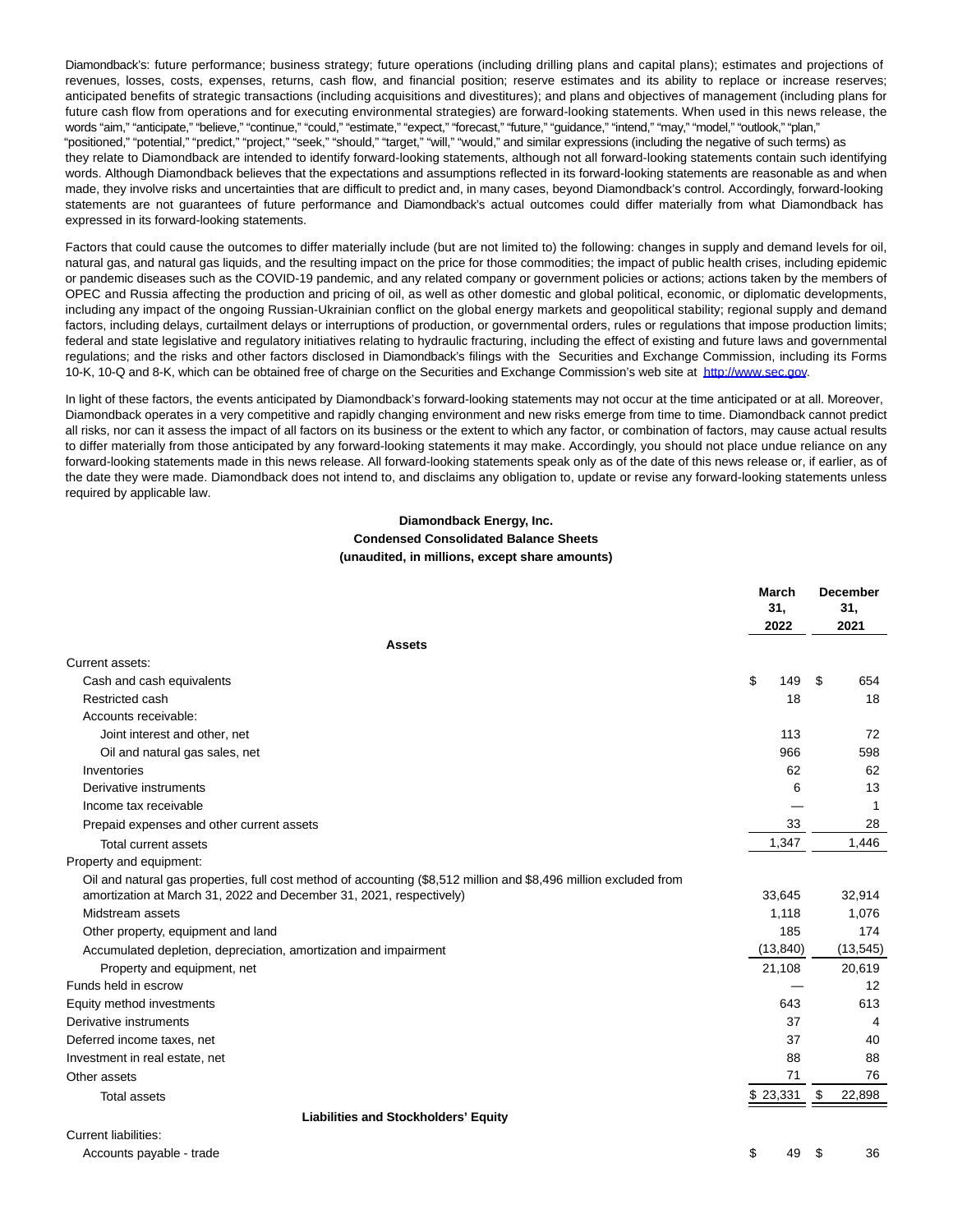Diamondback's: future performance; business strategy; future operations (including drilling plans and capital plans); estimates and projections of revenues, losses, costs, expenses, returns, cash flow, and financial position; reserve estimates and its ability to replace or increase reserves; anticipated benefits of strategic transactions (including acquisitions and divestitures); and plans and objectives of management (including plans for future cash flow from operations and for executing environmental strategies) are forward-looking statements. When used in this news release, the words "aim," "anticipate," "believe," "continue," "could," "estimate," "expect," "forecast," "future," "guidance," "intend," "may," "model," "outlook," "plan," "positioned," "potential," "predict," "project," "seek," "should," "target," "will," "would," and similar expressions (including the negative of such terms) as they relate to Diamondback are intended to identify forward-looking statements, although not all forward-looking statements contain such identifying words. Although Diamondback believes that the expectations and assumptions reflected in its forward-looking statements are reasonable as and when made, they involve risks and uncertainties that are difficult to predict and, in many cases, beyond Diamondback's control. Accordingly, forward-looking statements are not guarantees of future performance and Diamondback's actual outcomes could differ materially from what Diamondback has expressed in its forward-looking statements.

Factors that could cause the outcomes to differ materially include (but are not limited to) the following: changes in supply and demand levels for oil, natural gas, and natural gas liquids, and the resulting impact on the price for those commodities; the impact of public health crises, including epidemic or pandemic diseases such as the COVID-19 pandemic, and any related company or government policies or actions; actions taken by the members of OPEC and Russia affecting the production and pricing of oil, as well as other domestic and global political, economic, or diplomatic developments, including any impact of the ongoing Russian-Ukrainian conflict on the global energy markets and geopolitical stability; regional supply and demand factors, including delays, curtailment delays or interruptions of production, or governmental orders, rules or regulations that impose production limits; federal and state legislative and regulatory initiatives relating to hydraulic fracturing, including the effect of existing and future laws and governmental regulations; and the risks and other factors disclosed in Diamondback's filings with the Securities and Exchange Commission, including its Forms 10-K, 10-Q and 8-K, which can be obtained free of charge on the Securities and Exchange Commission's web site at http://www.sec.gov.

In light of these factors, the events anticipated by Diamondback's forward-looking statements may not occur at the time anticipated or at all. Moreover, Diamondback operates in a very competitive and rapidly changing environment and new risks emerge from time to time. Diamondback cannot predict all risks, nor can it assess the impact of all factors on its business or the extent to which any factor, or combination of factors, may cause actual results to differ materially from those anticipated by any forward-looking statements it may make. Accordingly, you should not place undue reliance on any forward-looking statements made in this news release. All forward-looking statements speak only as of the date of this news release or, if earlier, as of the date they were made. Diamondback does not intend to, and disclaims any obligation to, update or revise any forward-looking statements unless required by applicable law.

**Diamondback Energy, Inc.**
**Condensed Consolidated Balance Sheets**
**(unaudited, in millions, except share amounts)**

| | March 31, 2022 | December 31, 2021 |
|---|---|---|
| **Assets** | | |
| Current assets: | | |
| Cash and cash equivalents | $ 149 | $ 654 |
| Restricted cash | 18 | 18 |
| Accounts receivable: | | |
| Joint interest and other, net | 113 | 72 |
| Oil and natural gas sales, net | 966 | 598 |
| Inventories | 62 | 62 |
| Derivative instruments | 6 | 13 |
| Income tax receivable | — | 1 |
| Prepaid expenses and other current assets | 33 | 28 |
| Total current assets | 1,347 | 1,446 |
| Property and equipment: | | |
| Oil and natural gas properties, full cost method of accounting ($8,512 million and $8,496 million excluded from amortization at March 31, 2022 and December 31, 2021, respectively) | 33,645 | 32,914 |
| Midstream assets | 1,118 | 1,076 |
| Other property, equipment and land | 185 | 174 |
| Accumulated depletion, depreciation, amortization and impairment | (13,840) | (13,545) |
| Property and equipment, net | 21,108 | 20,619 |
| Funds held in escrow | — | 12 |
| Equity method investments | 643 | 613 |
| Derivative instruments | 37 | 4 |
| Deferred income taxes, net | 37 | 40 |
| Investment in real estate, net | 88 | 88 |
| Other assets | 71 | 76 |
| Total assets | $ 23,331 | $ 22,898 |
| **Liabilities and Stockholders' Equity** | | |
| Current liabilities: | | |
| Accounts payable - trade | $ 49 | $ 36 |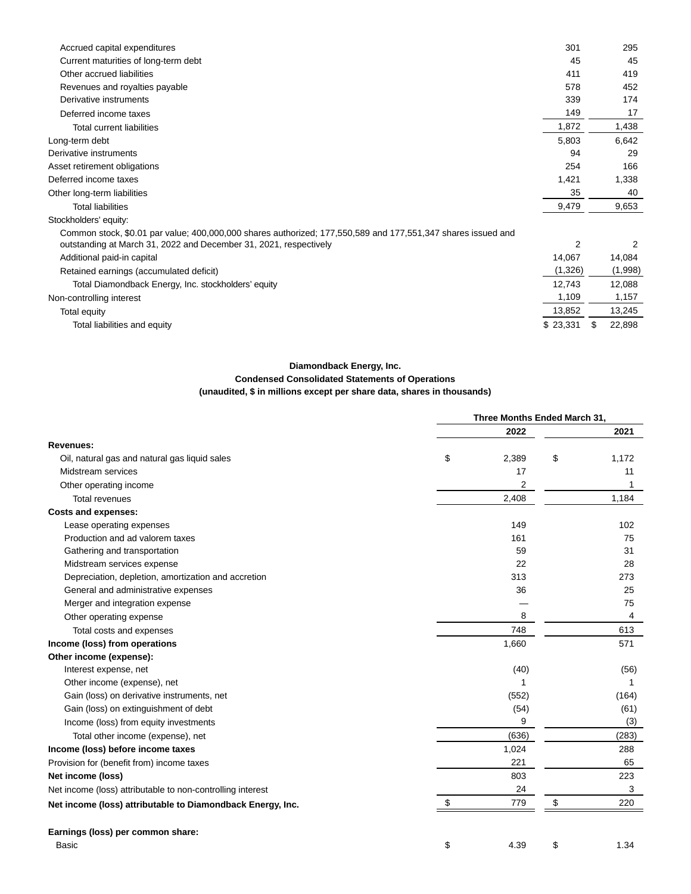| | | |
|---|---|---|
| Accrued capital expenditures | 301 | 295 |
| Current maturities of long-term debt | 45 | 45 |
| Other accrued liabilities | 411 | 419 |
| Revenues and royalties payable | 578 | 452 |
| Derivative instruments | 339 | 174 |
| Deferred income taxes | 149 | 17 |
| Total current liabilities | 1,872 | 1,438 |
| Long-term debt | 5,803 | 6,642 |
| Derivative instruments | 94 | 29 |
| Asset retirement obligations | 254 | 166 |
| Deferred income taxes | 1,421 | 1,338 |
| Other long-term liabilities | 35 | 40 |
| Total liabilities | 9,479 | 9,653 |
| Stockholders' equity: | | |
| Common stock, $0.01 par value; 400,000,000 shares authorized; 177,550,589 and 177,551,347 shares issued and outstanding at March 31, 2022 and December 31, 2021, respectively | 2 | 2 |
| Additional paid-in capital | 14,067 | 14,084 |
| Retained earnings (accumulated deficit) | (1,326) | (1,998) |
| Total Diamondback Energy, Inc. stockholders' equity | 12,743 | 12,088 |
| Non-controlling interest | 1,109 | 1,157 |
| Total equity | 13,852 | 13,245 |
| Total liabilities and equity | $ 23,331 | $ 22,898 |

**Diamondback Energy, Inc.**

**Condensed Consolidated Statements of Operations**

**(unaudited, $ in millions except per share data, shares in thousands)**

| | Three Months Ended March 31, | |
|---|---|---|
| | **2022** | **2021** |
| **Revenues:** | | |
| Oil, natural gas and natural gas liquid sales | $ 2,389 | $ 1,172 |
| Midstream services | 17 | 11 |
| Other operating income | 2 | 1 |
| Total revenues | 2,408 | 1,184 |
| **Costs and expenses:** | | |
| Lease operating expenses | 149 | 102 |
| Production and ad valorem taxes | 161 | 75 |
| Gathering and transportation | 59 | 31 |
| Midstream services expense | 22 | 28 |
| Depreciation, depletion, amortization and accretion | 313 | 273 |
| General and administrative expenses | 36 | 25 |
| Merger and integration expense | — | 75 |
| Other operating expense | 8 | 4 |
| Total costs and expenses | 748 | 613 |
| **Income (loss) from operations** | 1,660 | 571 |
| **Other income (expense):** | | |
| Interest expense, net | (40) | (56) |
| Other income (expense), net | 1 | 1 |
| Gain (loss) on derivative instruments, net | (552) | (164) |
| Gain (loss) on extinguishment of debt | (54) | (61) |
| Income (loss) from equity investments | 9 | (3) |
| Total other income (expense), net | (636) | (283) |
| **Income (loss) before income taxes** | 1,024 | 288 |
| Provision for (benefit from) income taxes | 221 | 65 |
| **Net income (loss)** | 803 | 223 |
| Net income (loss) attributable to non-controlling interest | 24 | 3 |
| **Net income (loss) attributable to Diamondback Energy, Inc.** | $ 779 | $ 220 |
| | | |
| **Earnings (loss) per common share:** | | |
| Basic | $ 4.39 | $ 1.34 |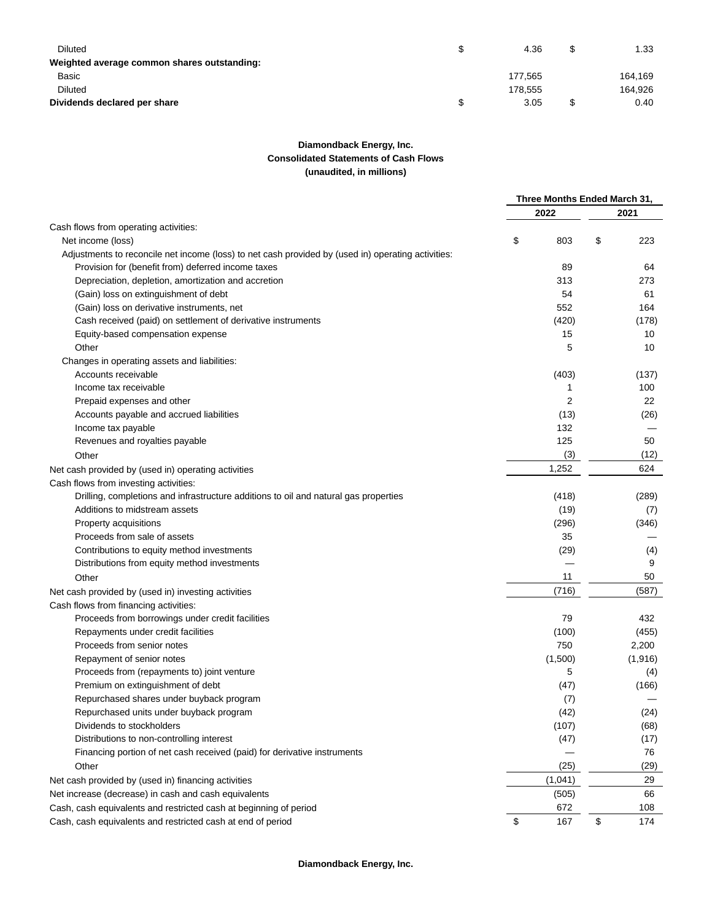| | | |
|---|---|---|
| Diluted | $ 4.36 | $ 1.33 |
| **Weighted average common shares outstanding:** | | |
| Basic | 177,565 | 164,169 |
| Diluted | 178,555 | 164,926 |
| **Dividends declared per share** | $ 3.05 | $ 0.40 |

**Diamondback Energy, Inc.**
**Consolidated Statements of Cash Flows**
**(unaudited, in millions)**

| | Three Months Ended March 31, | |
|---|---|---|
| | 2022 | 2021 |
| Cash flows from operating activities: | | |
| Net income (loss) | $ 803 | $ 223 |
| Adjustments to reconcile net income (loss) to net cash provided by (used in) operating activities: | | |
| Provision for (benefit from) deferred income taxes | 89 | 64 |
| Depreciation, depletion, amortization and accretion | 313 | 273 |
| (Gain) loss on extinguishment of debt | 54 | 61 |
| (Gain) loss on derivative instruments, net | 552 | 164 |
| Cash received (paid) on settlement of derivative instruments | (420) | (178) |
| Equity-based compensation expense | 15 | 10 |
| Other | 5 | 10 |
| Changes in operating assets and liabilities: | | |
| Accounts receivable | (403) | (137) |
| Income tax receivable | 1 | 100 |
| Prepaid expenses and other | 2 | 22 |
| Accounts payable and accrued liabilities | (13) | (26) |
| Income tax payable | 132 | — |
| Revenues and royalties payable | 125 | 50 |
| Other | (3) | (12) |
| Net cash provided by (used in) operating activities | 1,252 | 624 |
| Cash flows from investing activities: | | |
| Drilling, completions and infrastructure additions to oil and natural gas properties | (418) | (289) |
| Additions to midstream assets | (19) | (7) |
| Property acquisitions | (296) | (346) |
| Proceeds from sale of assets | 35 | — |
| Contributions to equity method investments | (29) | (4) |
| Distributions from equity method investments | — | 9 |
| Other | 11 | 50 |
| Net cash provided by (used in) investing activities | (716) | (587) |
| Cash flows from financing activities: | | |
| Proceeds from borrowings under credit facilities | 79 | 432 |
| Repayments under credit facilities | (100) | (455) |
| Proceeds from senior notes | 750 | 2,200 |
| Repayment of senior notes | (1,500) | (1,916) |
| Proceeds from (repayments to) joint venture | 5 | (4) |
| Premium on extinguishment of debt | (47) | (166) |
| Repurchased shares under buyback program | (7) | — |
| Repurchased units under buyback program | (42) | (24) |
| Dividends to stockholders | (107) | (68) |
| Distributions to non-controlling interest | (47) | (17) |
| Financing portion of net cash received (paid) for derivative instruments | — | 76 |
| Other | (25) | (29) |
| Net cash provided by (used in) financing activities | (1,041) | 29 |
| Net increase (decrease) in cash and cash equivalents | (505) | 66 |
| Cash, cash equivalents and restricted cash at beginning of period | 672 | 108 |
| Cash, cash equivalents and restricted cash at end of period | $ 167 | $ 174 |

**Diamondback Energy, Inc.**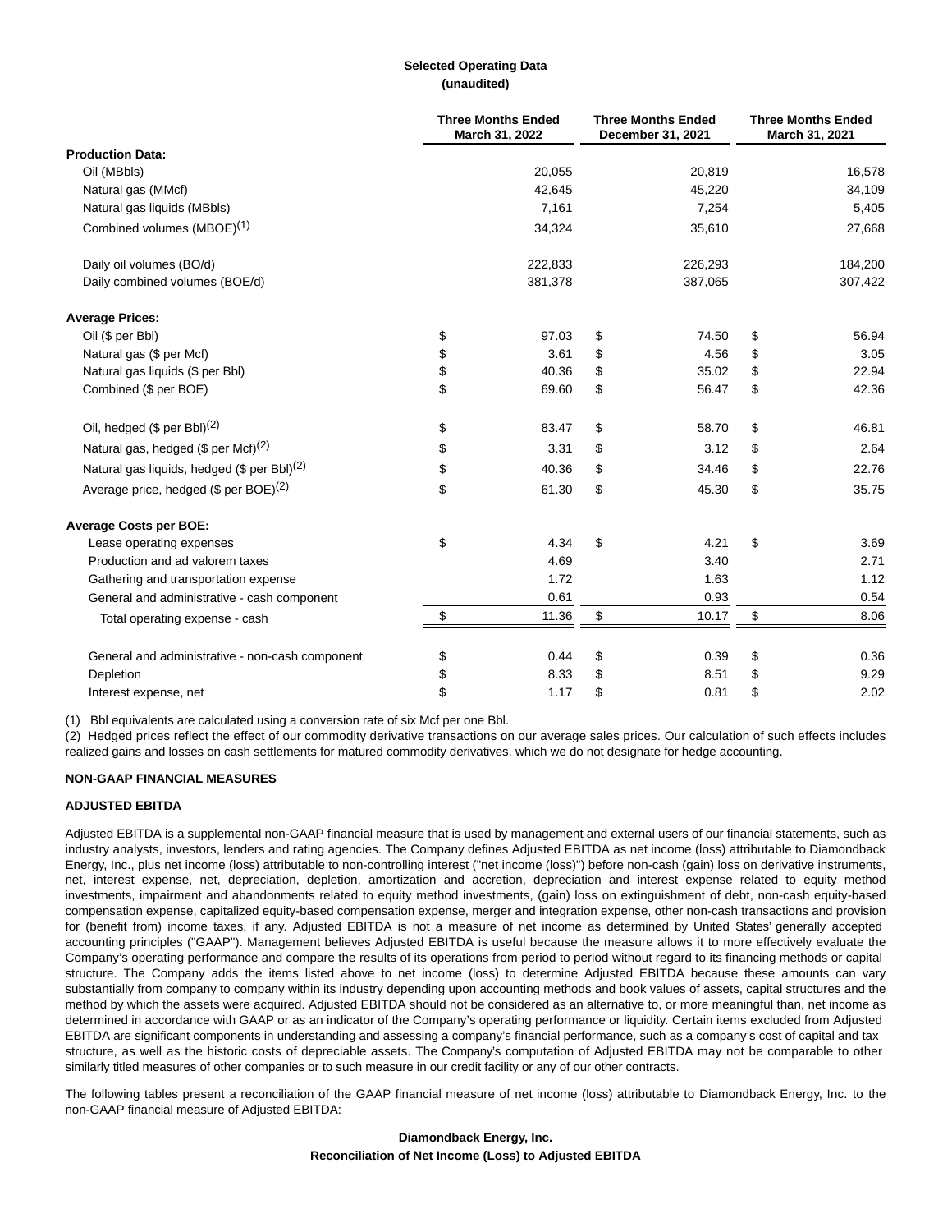**Selected Operating Data**
**(unaudited)**

| | Three Months Ended March 31, 2022 | Three Months Ended December 31, 2021 | Three Months Ended March 31, 2021 |
|---|---|---|---|
| **Production Data:** | | | |
| Oil (MBbls) | 20,055 | 20,819 | 16,578 |
| Natural gas (MMcf) | 42,645 | 45,220 | 34,109 |
| Natural gas liquids (MBbls) | 7,161 | 7,254 | 5,405 |
| Combined volumes (MBOE)(1) | 34,324 | 35,610 | 27,668 |
| Daily oil volumes (BO/d) | 222,833 | 226,293 | 184,200 |
| Daily combined volumes (BOE/d) | 381,378 | 387,065 | 307,422 |
| **Average Prices:** | | | |
| Oil ($ per Bbl) | $ 97.03 | $ 74.50 | $ 56.94 |
| Natural gas ($ per Mcf) | $ 3.61 | $ 4.56 | $ 3.05 |
| Natural gas liquids ($ per Bbl) | $ 40.36 | $ 35.02 | $ 22.94 |
| Combined ($ per BOE) | $ 69.60 | $ 56.47 | $ 42.36 |
| Oil, hedged ($ per Bbl)(2) | $ 83.47 | $ 58.70 | $ 46.81 |
| Natural gas, hedged ($ per Mcf)(2) | $ 3.31 | $ 3.12 | $ 2.64 |
| Natural gas liquids, hedged ($ per Bbl)(2) | $ 40.36 | $ 34.46 | $ 22.76 |
| Average price, hedged ($ per BOE)(2) | $ 61.30 | $ 45.30 | $ 35.75 |
| **Average Costs per BOE:** | | | |
| Lease operating expenses | $ 4.34 | $ 4.21 | $ 3.69 |
| Production and ad valorem taxes | 4.69 | 3.40 | 2.71 |
| Gathering and transportation expense | 1.72 | 1.63 | 1.12 |
| General and administrative - cash component | 0.61 | 0.93 | 0.54 |
| Total operating expense - cash | $ 11.36 | $ 10.17 | $ 8.06 |
| General and administrative - non-cash component | $ 0.44 | $ 0.39 | $ 0.36 |
| Depletion | $ 8.33 | $ 8.51 | $ 9.29 |
| Interest expense, net | $ 1.17 | $ 0.81 | $ 2.02 |

(1) Bbl equivalents are calculated using a conversion rate of six Mcf per one Bbl.
(2) Hedged prices reflect the effect of our commodity derivative transactions on our average sales prices. Our calculation of such effects includes realized gains and losses on cash settlements for matured commodity derivatives, which we do not designate for hedge accounting.

**NON-GAAP FINANCIAL MEASURES**

**ADJUSTED EBITDA**

Adjusted EBITDA is a supplemental non-GAAP financial measure that is used by management and external users of our financial statements, such as industry analysts, investors, lenders and rating agencies. The Company defines Adjusted EBITDA as net income (loss) attributable to Diamondback Energy, Inc., plus net income (loss) attributable to non-controlling interest ("net income (loss)") before non-cash (gain) loss on derivative instruments, net, interest expense, net, depreciation, depletion, amortization and accretion, depreciation and interest expense related to equity method investments, impairment and abandonments related to equity method investments, (gain) loss on extinguishment of debt, non-cash equity-based compensation expense, capitalized equity-based compensation expense, merger and integration expense, other non-cash transactions and provision for (benefit from) income taxes, if any. Adjusted EBITDA is not a measure of net income as determined by United States' generally accepted accounting principles ("GAAP"). Management believes Adjusted EBITDA is useful because the measure allows it to more effectively evaluate the Company's operating performance and compare the results of its operations from period to period without regard to its financing methods or capital structure. The Company adds the items listed above to net income (loss) to determine Adjusted EBITDA because these amounts can vary substantially from company to company within its industry depending upon accounting methods and book values of assets, capital structures and the method by which the assets were acquired. Adjusted EBITDA should not be considered as an alternative to, or more meaningful than, net income as determined in accordance with GAAP or as an indicator of the Company's operating performance or liquidity. Certain items excluded from Adjusted EBITDA are significant components in understanding and assessing a company's financial performance, such as a company's cost of capital and tax structure, as well as the historic costs of depreciable assets. The Company's computation of Adjusted EBITDA may not be comparable to other similarly titled measures of other companies or to such measure in our credit facility or any of our other contracts.

The following tables present a reconciliation of the GAAP financial measure of net income (loss) attributable to Diamondback Energy, Inc. to the non-GAAP financial measure of Adjusted EBITDA:

**Diamondback Energy, Inc.**
**Reconciliation of Net Income (Loss) to Adjusted EBITDA**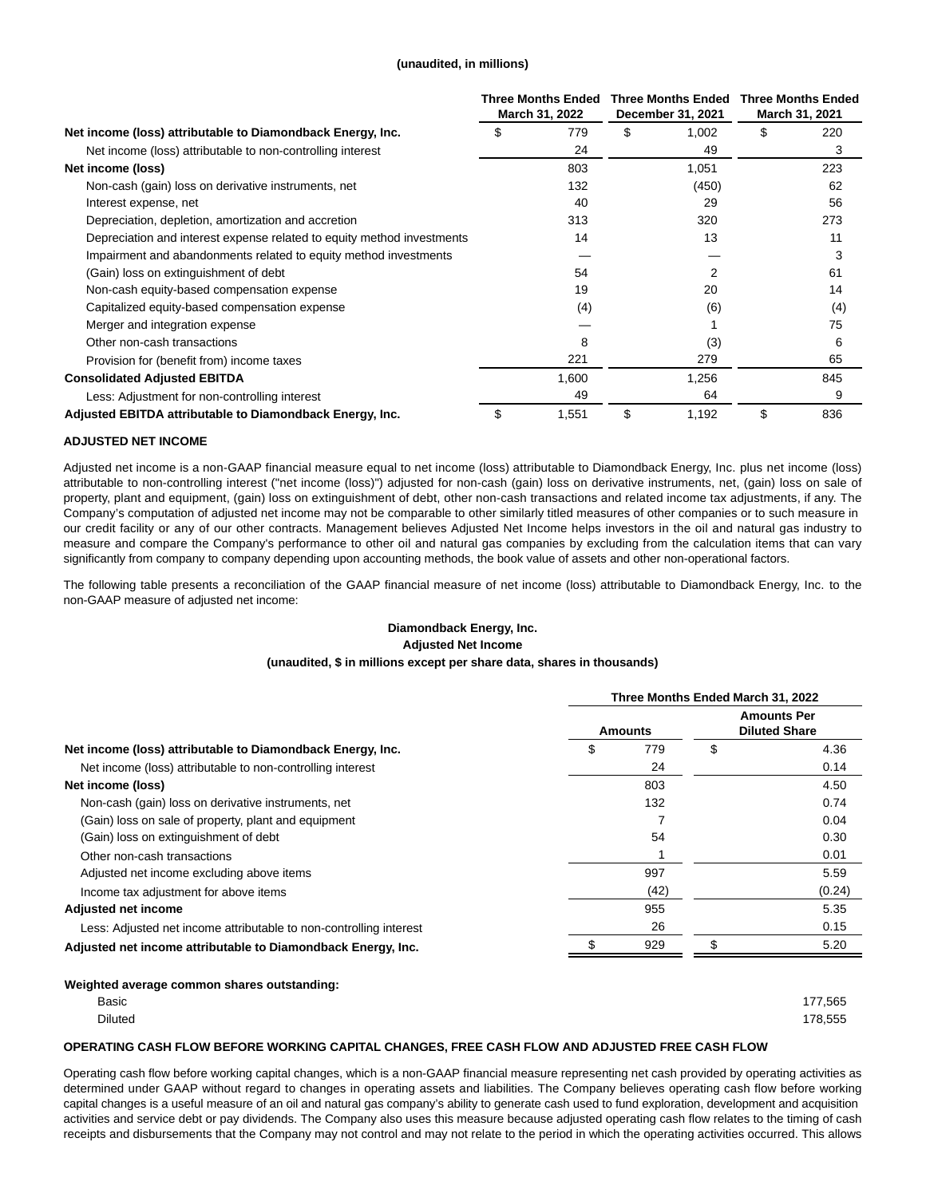(unaudited, in millions)

| | Three Months Ended March 31, 2022 | Three Months Ended December 31, 2021 | Three Months Ended March 31, 2021 |
|---|---|---|---|
| **Net income (loss) attributable to Diamondback Energy, Inc.** | $ 779 | $ 1,002 | $ 220 |
| Net income (loss) attributable to non-controlling interest | 24 | 49 | 3 |
| **Net income (loss)** | 803 | 1,051 | 223 |
| Non-cash (gain) loss on derivative instruments, net | 132 | (450) | 62 |
| Interest expense, net | 40 | 29 | 56 |
| Depreciation, depletion, amortization and accretion | 313 | 320 | 273 |
| Depreciation and interest expense related to equity method investments | 14 | 13 | 11 |
| Impairment and abandonments related to equity method investments | — | — | 3 |
| (Gain) loss on extinguishment of debt | 54 | 2 | 61 |
| Non-cash equity-based compensation expense | 19 | 20 | 14 |
| Capitalized equity-based compensation expense | (4) | (6) | (4) |
| Merger and integration expense | — | 1 | 75 |
| Other non-cash transactions | 8 | (3) | 6 |
| Provision for (benefit from) income taxes | 221 | 279 | 65 |
| **Consolidated Adjusted EBITDA** | 1,600 | 1,256 | 845 |
| Less: Adjustment for non-controlling interest | 49 | 64 | 9 |
| **Adjusted EBITDA attributable to Diamondback Energy, Inc.** | $ 1,551 | $ 1,192 | $ 836 |

**ADJUSTED NET INCOME**

Adjusted net income is a non-GAAP financial measure equal to net income (loss) attributable to Diamondback Energy, Inc. plus net income (loss) attributable to non-controlling interest ("net income (loss)") adjusted for non-cash (gain) loss on derivative instruments, net, (gain) loss on sale of property, plant and equipment, (gain) loss on extinguishment of debt, other non-cash transactions and related income tax adjustments, if any. The Company's computation of adjusted net income may not be comparable to other similarly titled measures of other companies or to such measure in our credit facility or any of our other contracts. Management believes Adjusted Net Income helps investors in the oil and natural gas industry to measure and compare the Company's performance to other oil and natural gas companies by excluding from the calculation items that can vary significantly from company to company depending upon accounting methods, the book value of assets and other non-operational factors.

The following table presents a reconciliation of the GAAP financial measure of net income (loss) attributable to Diamondback Energy, Inc. to the non-GAAP measure of adjusted net income:

**Diamondback Energy, Inc.**
**Adjusted Net Income**
**(unaudited, $ in millions except per share data, shares in thousands)**

| | Three Months Ended March 31, 2022 | |
|---|---|---|
| | Amounts | Amounts Per Diluted Share |
| **Net income (loss) attributable to Diamondback Energy, Inc.** | $ 779 | $ 4.36 |
| Net income (loss) attributable to non-controlling interest | 24 | 0.14 |
| **Net income (loss)** | 803 | 4.50 |
| Non-cash (gain) loss on derivative instruments, net | 132 | 0.74 |
| (Gain) loss on sale of property, plant and equipment | 7 | 0.04 |
| (Gain) loss on extinguishment of debt | 54 | 0.30 |
| Other non-cash transactions | 1 | 0.01 |
| Adjusted net income excluding above items | 997 | 5.59 |
| Income tax adjustment for above items | (42) | (0.24) |
| **Adjusted net income** | 955 | 5.35 |
| Less: Adjusted net income attributable to non-controlling interest | 26 | 0.15 |
| **Adjusted net income attributable to Diamondback Energy, Inc.** | $ 929 | $ 5.20 |

| **Weighted average common shares outstanding:** | |
|---|---|
| Basic | 177,565 |
| Diluted | 178,555 |

**OPERATING CASH FLOW BEFORE WORKING CAPITAL CHANGES, FREE CASH FLOW AND ADJUSTED FREE CASH FLOW**

Operating cash flow before working capital changes, which is a non-GAAP financial measure representing net cash provided by operating activities as determined under GAAP without regard to changes in operating assets and liabilities. The Company believes operating cash flow before working capital changes is a useful measure of an oil and natural gas company's ability to generate cash used to fund exploration, development and acquisition activities and service debt or pay dividends. The Company also uses this measure because adjusted operating cash flow relates to the timing of cash receipts and disbursements that the Company may not control and may not relate to the period in which the operating activities occurred. This allows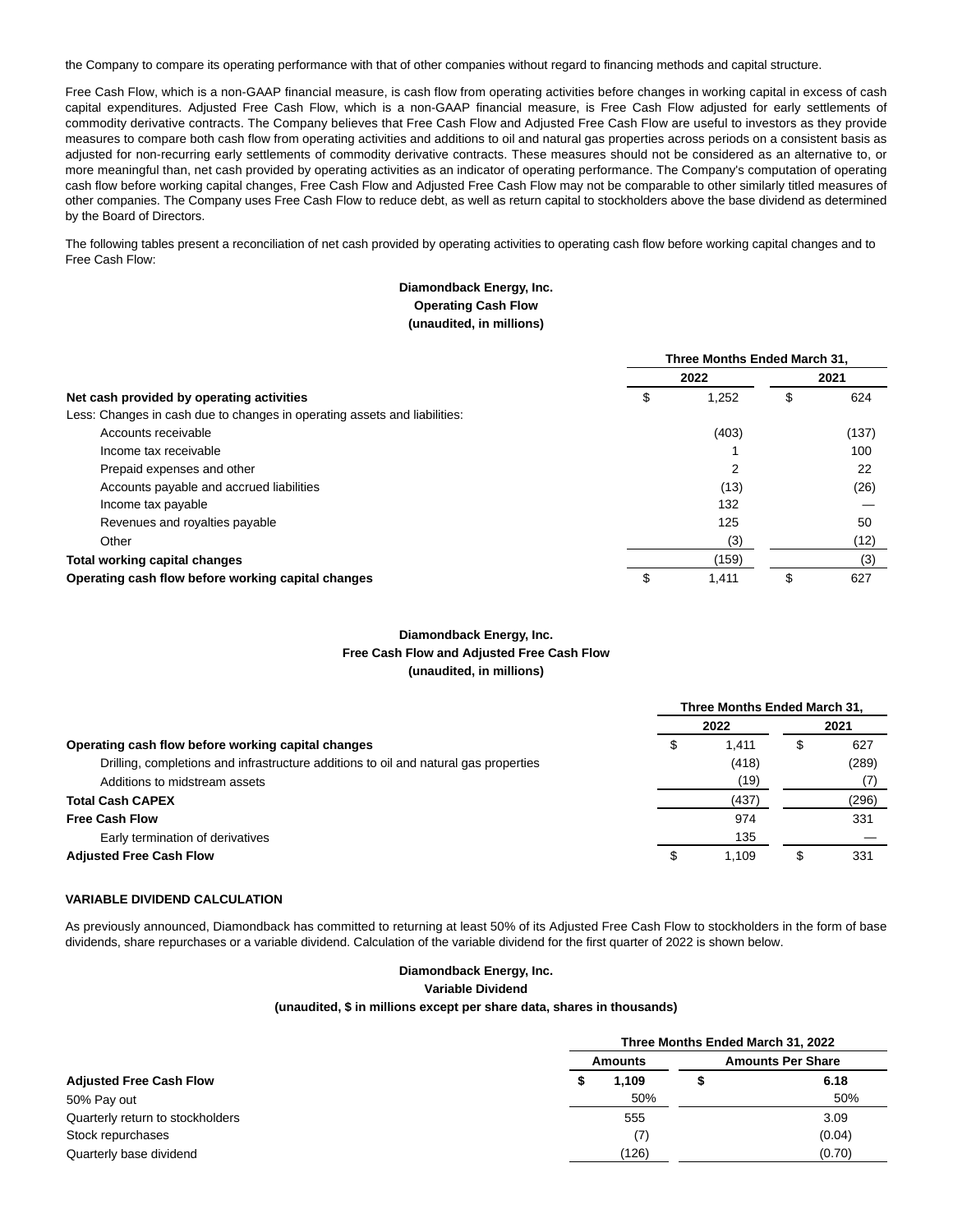the Company to compare its operating performance with that of other companies without regard to financing methods and capital structure.

Free Cash Flow, which is a non-GAAP financial measure, is cash flow from operating activities before changes in working capital in excess of cash capital expenditures. Adjusted Free Cash Flow, which is a non-GAAP financial measure, is Free Cash Flow adjusted for early settlements of commodity derivative contracts. The Company believes that Free Cash Flow and Adjusted Free Cash Flow are useful to investors as they provide measures to compare both cash flow from operating activities and additions to oil and natural gas properties across periods on a consistent basis as adjusted for non-recurring early settlements of commodity derivative contracts. These measures should not be considered as an alternative to, or more meaningful than, net cash provided by operating activities as an indicator of operating performance. The Company's computation of operating cash flow before working capital changes, Free Cash Flow and Adjusted Free Cash Flow may not be comparable to other similarly titled measures of other companies. The Company uses Free Cash Flow to reduce debt, as well as return capital to stockholders above the base dividend as determined by the Board of Directors.

The following tables present a reconciliation of net cash provided by operating activities to operating cash flow before working capital changes and to Free Cash Flow:

**Diamondback Energy, Inc.**
**Operating Cash Flow**
**(unaudited, in millions)**

| | Three Months Ended March 31, | |
|---|---|---|
| | 2022 | 2021 |
| **Net cash provided by operating activities** | $ 1,252 | $ 624 |
| Less: Changes in cash due to changes in operating assets and liabilities: | | |
| Accounts receivable | (403) | (137) |
| Income tax receivable | 1 | 100 |
| Prepaid expenses and other | 2 | 22 |
| Accounts payable and accrued liabilities | (13) | (26) |
| Income tax payable | 132 | — |
| Revenues and royalties payable | 125 | 50 |
| Other | (3) | (12) |
| **Total working capital changes** | (159) | (3) |
| **Operating cash flow before working capital changes** | $ 1,411 | $ 627 |

**Diamondback Energy, Inc.**
**Free Cash Flow and Adjusted Free Cash Flow**
**(unaudited, in millions)**

| | Three Months Ended March 31, | |
|---|---|---|
| | 2022 | 2021 |
| **Operating cash flow before working capital changes** | $ 1,411 | $ 627 |
| Drilling, completions and infrastructure additions to oil and natural gas properties | (418) | (289) |
| Additions to midstream assets | (19) | (7) |
| **Total Cash CAPEX** | (437) | (296) |
| **Free Cash Flow** | 974 | 331 |
| Early termination of derivatives | 135 | — |
| **Adjusted Free Cash Flow** | $ 1,109 | $ 331 |

**VARIABLE DIVIDEND CALCULATION**

As previously announced, Diamondback has committed to returning at least 50% of its Adjusted Free Cash Flow to stockholders in the form of base dividends, share repurchases or a variable dividend. Calculation of the variable dividend for the first quarter of 2022 is shown below.

**Diamondback Energy, Inc.**
**Variable Dividend**
**(unaudited, $ in millions except per share data, shares in thousands)**

| | Three Months Ended March 31, 2022 | |
|---|---|---|
| | Amounts | Amounts Per Share |
| **Adjusted Free Cash Flow** | $ 1,109 | $ 6.18 |
| 50% Pay out | 50% | 50% |
| Quarterly return to stockholders | 555 | 3.09 |
| Stock repurchases | (7) | (0.04) |
| Quarterly base dividend | (126) | (0.70) |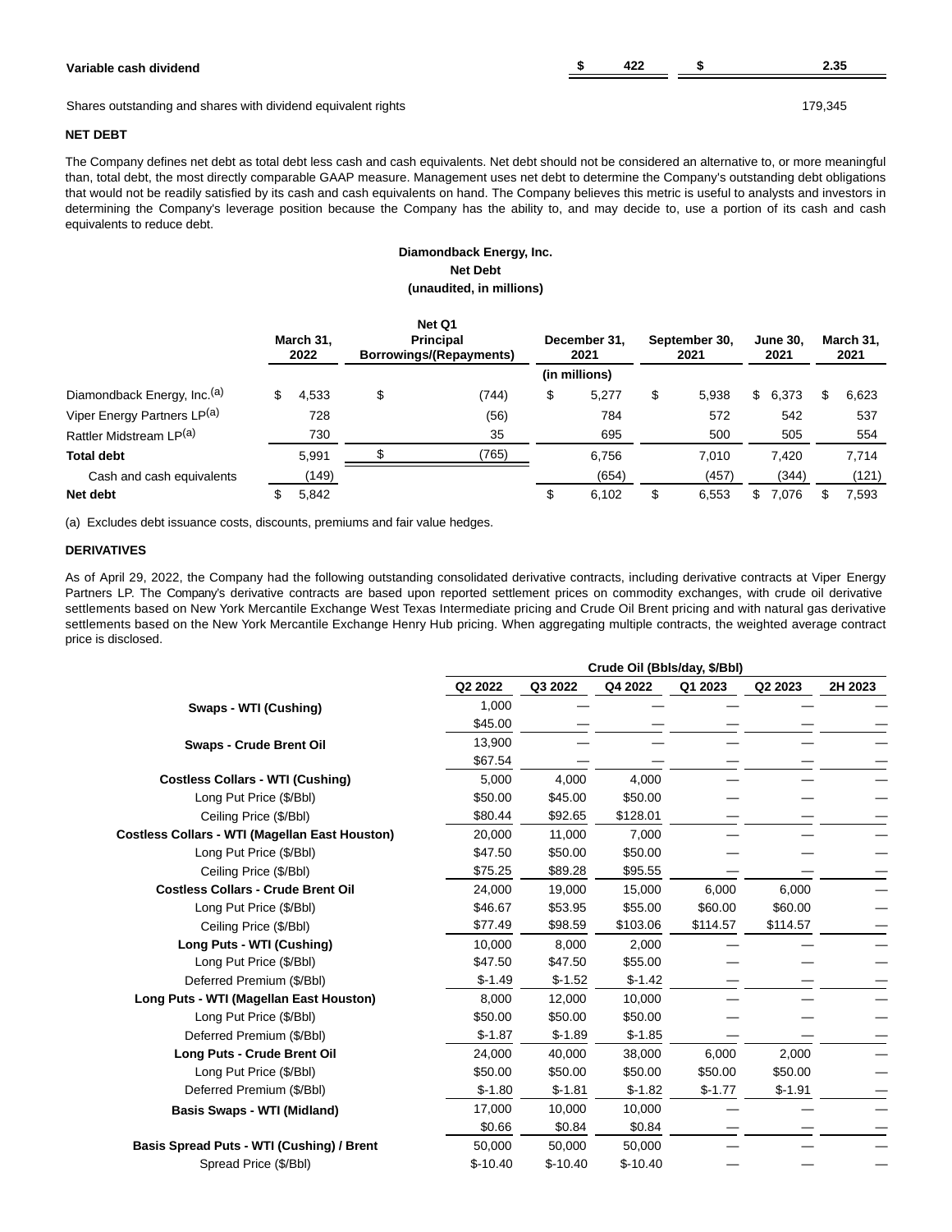| Variable cash dividend | $ 422 | $ 2.35 |
|---|---|---|

Shares outstanding and shares with dividend equivalent rights 179,345

**NET DEBT**

The Company defines net debt as total debt less cash and cash equivalents. Net debt should not be considered an alternative to, or more meaningful than, total debt, the most directly comparable GAAP measure. Management uses net debt to determine the Company's outstanding debt obligations that would not be readily satisfied by its cash and cash equivalents on hand. The Company believes this metric is useful to analysts and investors in determining the Company's leverage position because the Company has the ability to, and may decide to, use a portion of its cash and cash equivalents to reduce debt.

**Diamondback Energy, Inc.**
**Net Debt**
**(unaudited, in millions)**

| | March 31, 2022 | Net Q1 Principal Borrowings/(Repayments) | December 31, 2021 | September 30, 2021 | June 30, 2021 | March 31, 2021 |
|---|---|---|---|---|---|---|
| | | | (in millions) | | | |
| Diamondback Energy, Inc.[(a)] | $ 4,533 | $ (744) | $ 5,277 | $ 5,938 | $ 6,373 | $ 6,623 |
| Viper Energy Partners LP[(a)] | 728 | (56) | 784 | 572 | 542 | 537 |
| Rattler Midstream LP[(a)] | 730 | 35 | 695 | 500 | 505 | 554 |
| **Total debt** | 5,991 | $ (765) | 6,756 | 7,010 | 7,420 | 7,714 |
| Cash and cash equivalents | (149) | | (654) | (457) | (344) | (121) |
| **Net debt** | $ 5,842 | | $ 6,102 | $ 6,553 | $ 7,076 | $ 7,593 |

(a) Excludes debt issuance costs, discounts, premiums and fair value hedges.

**DERIVATIVES**

As of April 29, 2022, the Company had the following outstanding consolidated derivative contracts, including derivative contracts at Viper Energy Partners LP. The Company's derivative contracts are based upon reported settlement prices on commodity exchanges, with crude oil derivative settlements based on New York Mercantile Exchange West Texas Intermediate pricing and Crude Oil Brent pricing and with natural gas derivative settlements based on the New York Mercantile Exchange Henry Hub pricing. When aggregating multiple contracts, the weighted average contract price is disclosed.

| | Crude Oil (Bbls/day, $/Bbl) | | | | | |
|---|---|---|---|---|---|---|
| | Q2 2022 | Q3 2022 | Q4 2022 | Q1 2023 | Q2 2023 | 2H 2023 |
| **Swaps - WTI (Cushing)** | 1,000 | — | — | — | — | — |
| | $45.00 | — | — | — | — | — |
| **Swaps - Crude Brent Oil** | 13,900 | — | — | — | — | — |
| | $67.54 | — | — | — | — | — |
| **Costless Collars - WTI (Cushing)** | 5,000 | 4,000 | 4,000 | — | — | — |
| Long Put Price ($/Bbl) | $50.00 | $45.00 | $50.00 | — | — | — |
| Ceiling Price ($/Bbl) | $80.44 | $92.65 | $128.01 | — | — | — |
| **Costless Collars - WTI (Magellan East Houston)** | 20,000 | 11,000 | 7,000 | — | — | — |
| Long Put Price ($/Bbl) | $47.50 | $50.00 | $50.00 | — | — | — |
| Ceiling Price ($/Bbl) | $75.25 | $89.28 | $95.55 | — | — | — |
| **Costless Collars - Crude Brent Oil** | 24,000 | 19,000 | 15,000 | 6,000 | 6,000 | — |
| Long Put Price ($/Bbl) | $46.67 | $53.95 | $55.00 | $60.00 | $60.00 | — |
| Ceiling Price ($/Bbl) | $77.49 | $98.59 | $103.06 | $114.57 | $114.57 | — |
| **Long Puts - WTI (Cushing)** | 10,000 | 8,000 | 2,000 | — | — | — |
| Long Put Price ($/Bbl) | $47.50 | $47.50 | $55.00 | — | — | — |
| Deferred Premium ($/Bbl) | $-1.49 | $-1.52 | $-1.42 | — | — | — |
| **Long Puts - WTI (Magellan East Houston)** | 8,000 | 12,000 | 10,000 | — | — | — |
| Long Put Price ($/Bbl) | $50.00 | $50.00 | $50.00 | — | — | — |
| Deferred Premium ($/Bbl) | $-1.87 | $-1.89 | $-1.85 | — | — | — |
| **Long Puts - Crude Brent Oil** | 24,000 | 40,000 | 38,000 | 6,000 | 2,000 | — |
| Long Put Price ($/Bbl) | $50.00 | $50.00 | $50.00 | $50.00 | $50.00 | — |
| Deferred Premium ($/Bbl) | $-1.80 | $-1.81 | $-1.82 | $-1.77 | $-1.91 | — |
| **Basis Swaps - WTI (Midland)** | 17,000 | 10,000 | 10,000 | — | — | — |
| | $0.66 | $0.84 | $0.84 | — | — | — |
| **Basis Spread Puts - WTI (Cushing) / Brent** | 50,000 | 50,000 | 50,000 | — | — | — |
| Spread Price ($/Bbl) | $-10.40 | $-10.40 | $-10.40 | — | — | — |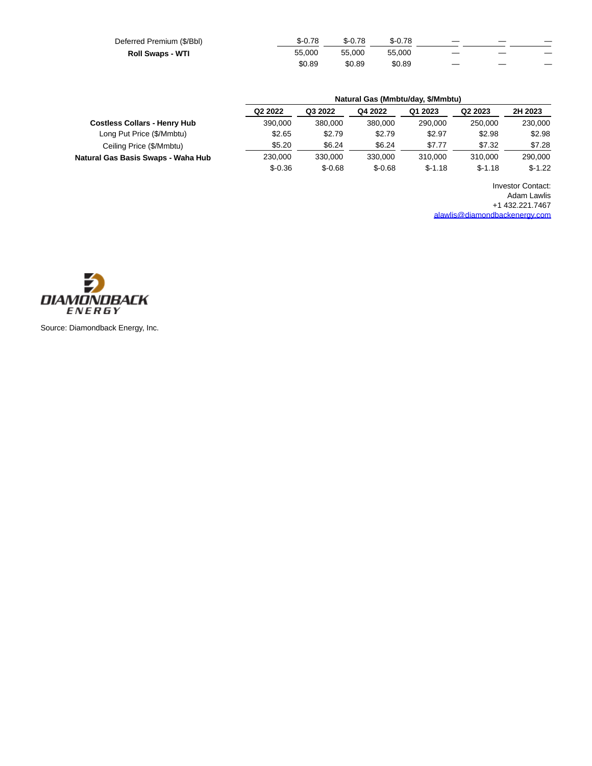| | | | | | | |
|---|---|---|---|---|---|---|
| Deferred Premium ($/Bbl) | $-0.78 | $-0.78 | $-0.78 | — | — | — |
| **Roll Swaps - WTI** | 55,000 | 55,000 | 55,000 | — | — | — |
| | $0.89 | $0.89 | $0.89 | — | — | — |

| | Natural Gas (Mmbtu/day, $/Mmbtu) | | | | | |
|---|---|---|---|---|---|---|
| | **Q2 2022** | **Q3 2022** | **Q4 2022** | **Q1 2023** | **Q2 2023** | **2H 2023** |
| **Costless Collars - Henry Hub** | 390,000 | 380,000 | 380,000 | 290,000 | 250,000 | 230,000 |
| Long Put Price ($/Mmbtu) | $2.65 | $2.79 | $2.79 | $2.97 | $2.98 | $2.98 |
| Ceiling Price ($/Mmbtu) | $5.20 | $6.24 | $6.24 | $7.77 | $7.32 | $7.28 |
| **Natural Gas Basis Swaps - Waha Hub** | 230,000 | 330,000 | 330,000 | 310,000 | 310,000 | 290,000 |
| | $-0.36 | $-0.68 | $-0.68 | $-1.18 | $-1.18 | $-1.22 |

Investor Contact:
Adam Lawlis
+1 432.221.7467
alawlis@diamondbackenergy.com

DIAMONDBACK ENERGY

Source: Diamondback Energy, Inc.